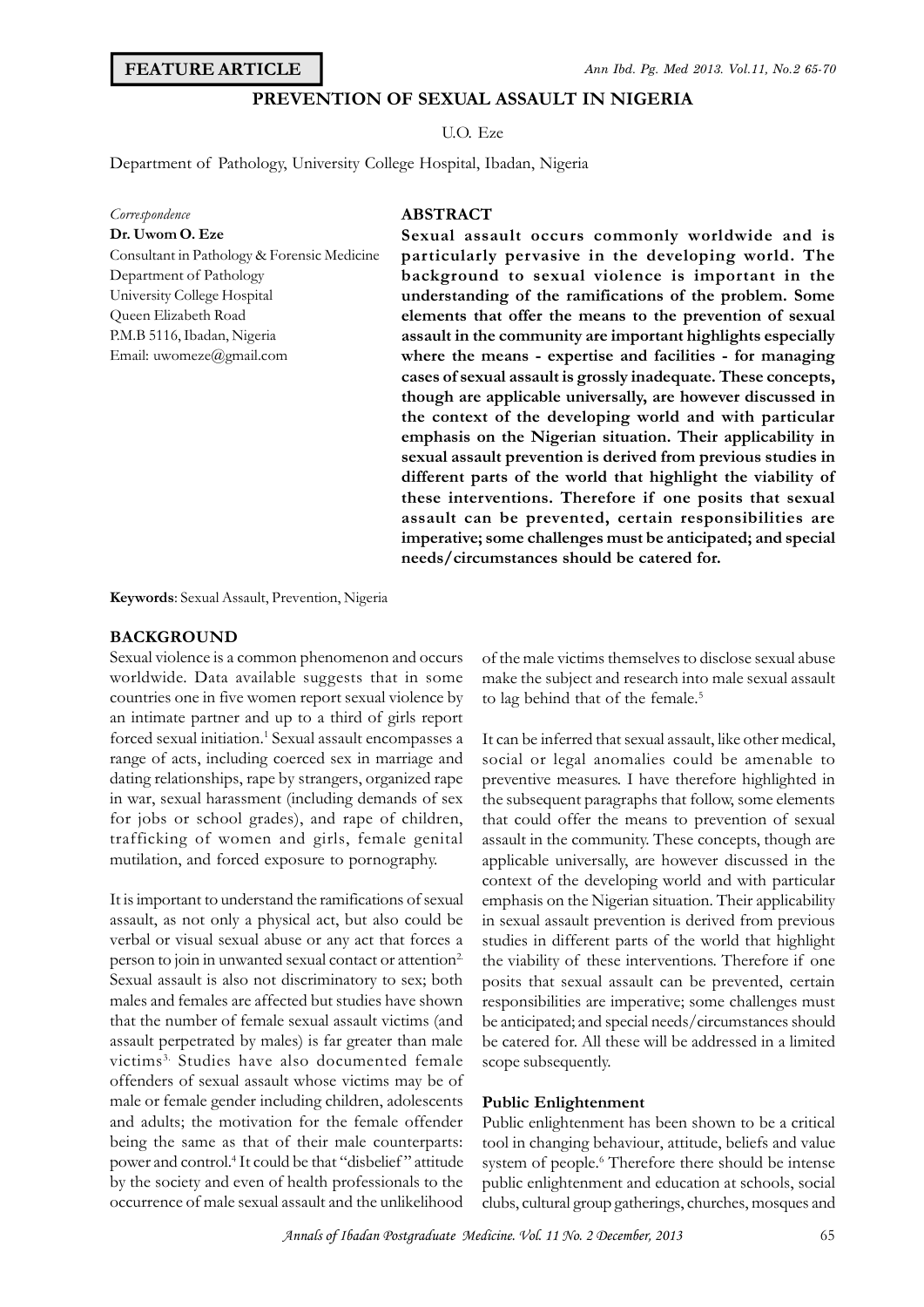**FEATURE ARTICLE**

# PREVENTION OF SEXUAL ASSAULT IN NIGERIA

U.O. Eze

Department of Pathology, University College Hospital, Ibadan, Nigeria

*Correspondence*
**Dr. Uwom O. Eze**
Consultant in Pathology & Forensic Medicine
Department of Pathology
University College Hospital
Queen Elizabeth Road
P.M.B 5116, Ibadan, Nigeria
Email: uwomeze@gmail.com

## ABSTRACT

**Sexual assault occurs commonly worldwide and is particularly pervasive in the developing world. The background to sexual violence is important in the understanding of the ramifications of the problem. Some elements that offer the means to the prevention of sexual assault in the community are important highlights especially where the means - expertise and facilities - for managing cases of sexual assault is grossly inadequate. These concepts, though are applicable universally, are however discussed in the context of the developing world and with particular emphasis on the Nigerian situation. Their applicability in sexual assault prevention is derived from previous studies in different parts of the world that highlight the viability of these interventions. Therefore if one posits that sexual assault can be prevented, certain responsibilities are imperative; some challenges must be anticipated; and special needs/circumstances should be catered for.**

**Keywords**: Sexual Assault, Prevention, Nigeria

## BACKGROUND

Sexual violence is a common phenomenon and occurs worldwide. Data available suggests that in some countries one in five women report sexual violence by an intimate partner and up to a third of girls report forced sexual initiation.[1] Sexual assault encompasses a range of acts, including coerced sex in marriage and dating relationships, rape by strangers, organized rape in war, sexual harassment (including demands of sex for jobs or school grades), and rape of children, trafficking of women and girls, female genital mutilation, and forced exposure to pornography.

It is important to understand the ramifications of sexual assault, as not only a physical act, but also could be verbal or visual sexual abuse or any act that forces a person to join in unwanted sexual contact or attention[2]. Sexual assault is also not discriminatory to sex; both males and females are affected but studies have shown that the number of female sexual assault victims (and assault perpetrated by males) is far greater than male victims[3]. Studies have also documented female offenders of sexual assault whose victims may be of male or female gender including children, adolescents and adults; the motivation for the female offender being the same as that of their male counterparts: power and control.[4] It could be that "disbelief" attitude by the society and even of health professionals to the occurrence of male sexual assault and the unlikelihood of the male victims themselves to disclose sexual abuse make the subject and research into male sexual assault to lag behind that of the female.[5]

It can be inferred that sexual assault, like other medical, social or legal anomalies could be amenable to preventive measures. I have therefore highlighted in the subsequent paragraphs that follow, some elements that could offer the means to prevention of sexual assault in the community. These concepts, though are applicable universally, are however discussed in the context of the developing world and with particular emphasis on the Nigerian situation. Their applicability in sexual assault prevention is derived from previous studies in different parts of the world that highlight the viability of these interventions. Therefore if one posits that sexual assault can be prevented, certain responsibilities are imperative; some challenges must be anticipated; and special needs/circumstances should be catered for. All these will be addressed in a limited scope subsequently.

### Public Enlightenment

Public enlightenment has been shown to be a critical tool in changing behaviour, attitude, beliefs and value system of people.[6] Therefore there should be intense public enlightenment and education at schools, social clubs, cultural group gatherings, churches, mosques and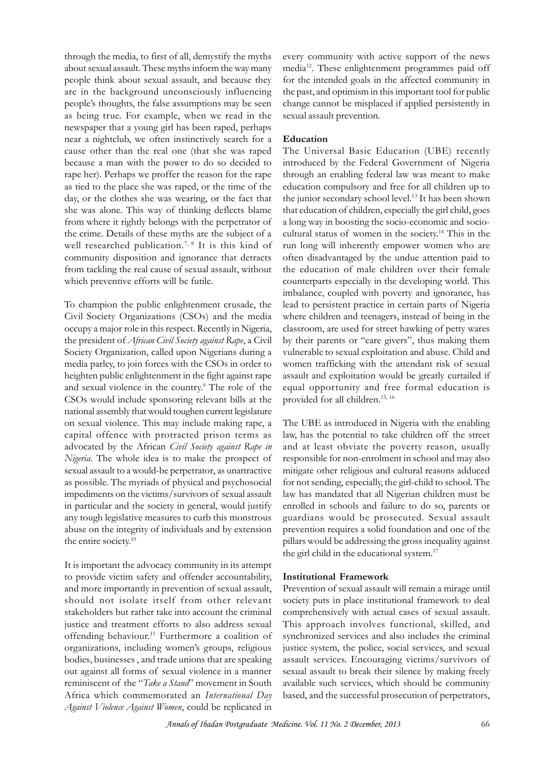through the media, to first of all, demystify the myths about sexual assault. These myths inform the way many people think about sexual assault, and because they are in the background unconsciously influencing people's thoughts, the false assumptions may be seen as being true. For example, when we read in the newspaper that a young girl has been raped, perhaps near a nightclub, we often instinctively search for a cause other than the real one (that she was raped because a man with the power to do so decided to rape her). Perhaps we proffer the reason for the rape as tied to the place she was raped, or the time of the day, or the clothes she was wearing, or the fact that she was alone. This way of thinking deflects blame from where it rightly belongs with the perpetrator of the crime. Details of these myths are the subject of a well researched publication.[7, 8] It is this kind of community disposition and ignorance that detracts from tackling the real cause of sexual assault, without which preventive efforts will be futile.

To champion the public enlightenment crusade, the Civil Society Organizations (CSOs) and the media occupy a major role in this respect. Recently in Nigeria, the president of *African Civil Society against Rape*, a Civil Society Organization, called upon Nigerians during a media parley, to join forces with the CSOs in order to heighten public enlightenment in the fight against rape and sexual violence in the country.[9] The role of the CSOs would include sponsoring relevant bills at the national assembly that would toughen current legislature on sexual violence. This may include making rape, a capital offence with protracted prison terms as advocated by the African *Civil Society against Rape in Nigeria*. The whole idea is to make the prospect of sexual assault to a would-be perpetrator, as unattractive as possible. The myriads of physical and psychosocial impediments on the victims/survivors of sexual assault in particular and the society in general, would justify any tough legislative measures to curb this monstrous abuse on the integrity of individuals and by extension the entire society.[10]

It is important the advocacy community in its attempt to provide victim safety and offender accountability, and more importantly in prevention of sexual assault, should not isolate itself from other relevant stakeholders but rather take into account the criminal justice and treatment efforts to also address sexual offending behaviour.[11] Furthermore a coalition of organizations, including women's groups, religious bodies, businesses , and trade unions that are speaking out against all forms of sexual violence in a manner reminiscent of the "*Take a Stand*" movement in South Africa which commemorated an *International Day Against Violence Against Women*, could be replicated in every community with active support of the news media[12]. These enlightenment programmes paid off for the intended goals in the affected community in the past, and optimism in this important tool for public change cannot be misplaced if applied persistently in sexual assault prevention.

**Education**

The Universal Basic Education (UBE) recently introduced by the Federal Government of Nigeria through an enabling federal law was meant to make education compulsory and free for all children up to the junior secondary school level.[13] It has been shown that education of children, especially the girl child, goes a long way in boosting the socio-economic and socio-cultural status of women in the society.[14] This in the run long will inherently empower women who are often disadvantaged by the undue attention paid to the education of male children over their female counterparts especially in the developing world. This imbalance, coupled with poverty and ignorance, has lead to persistent practice in certain parts of Nigeria where children and teenagers, instead of being in the classroom, are used for street hawking of petty wares by their parents or "care givers", thus making them vulnerable to sexual exploitation and abuse. Child and women trafficking with the attendant risk of sexual assault and exploitation would be greatly curtailed if equal opportunity and free formal education is provided for all children.[15, 16]

The UBE as introduced in Nigeria with the enabling law, has the potential to take children off the street and at least obviate the poverty reason, usually responsible for non-enrolment in school and may also mitigate other religious and cultural reasons adduced for not sending, especially, the girl-child to school. The law has mandated that all Nigerian children must be enrolled in schools and failure to do so, parents or guardians would be prosecuted. Sexual assault prevention requires a solid foundation and one of the pillars would be addressing the gross inequality against the girl child in the educational system.[17]

**Institutional Framework**

Prevention of sexual assault will remain a mirage until society puts in place institutional framework to deal comprehensively with actual cases of sexual assault. This approach involves functional, skilled, and synchronized services and also includes the criminal justice system, the police, social services, and sexual assault services. Encouraging victims/survivors of sexual assault to break their silence by making freely available such services, which should be community based, and the successful prosecution of perpetrators,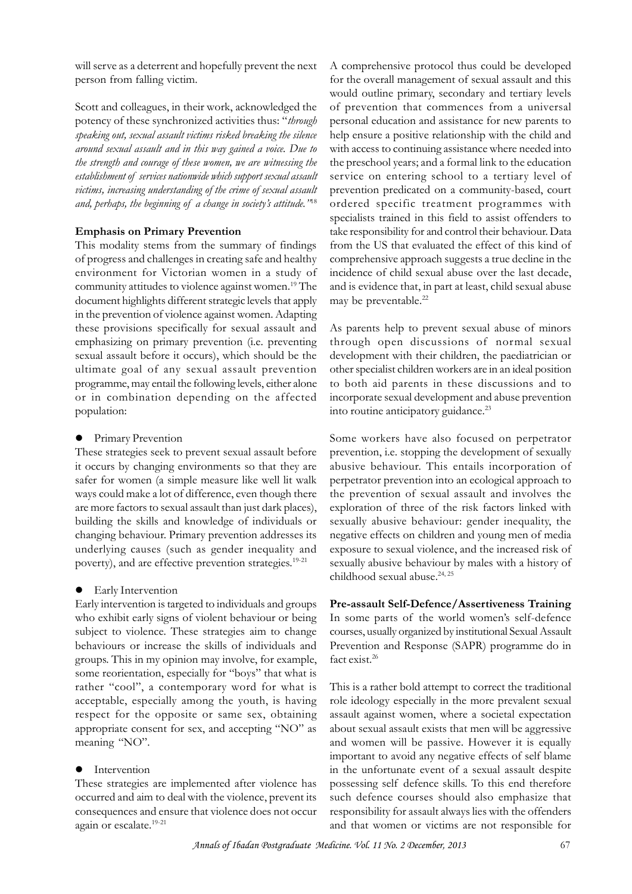will serve as a deterrent and hopefully prevent the next person from falling victim.

Scott and colleagues, in their work, acknowledged the potency of these synchronized activities thus: "*through speaking out, sexual assault victims risked breaking the silence around sexual assault and in this way gained a voice. Due to the strength and courage of these women, we are witnessing the establishment of services nationwide which support sexual assault victims, increasing understanding of the crime of sexual assault and, perhaps, the beginning of a change in society's attitude.*"[18]

**Emphasis on Primary Prevention**

This modality stems from the summary of findings of progress and challenges in creating safe and healthy environment for Victorian women in a study of community attitudes to violence against women.[19] The document highlights different strategic levels that apply in the prevention of violence against women. Adapting these provisions specifically for sexual assault and emphasizing on primary prevention (i.e. preventing sexual assault before it occurs), which should be the ultimate goal of any sexual assault prevention programme, may entail the following levels, either alone or in combination depending on the affected population:

- Primary Prevention

These strategies seek to prevent sexual assault before it occurs by changing environments so that they are safer for women (a simple measure like well lit walk ways could make a lot of difference, even though there are more factors to sexual assault than just dark places), building the skills and knowledge of individuals or changing behaviour. Primary prevention addresses its underlying causes (such as gender inequality and poverty), and are effective prevention strategies.[19-21]

- Early Intervention

Early intervention is targeted to individuals and groups who exhibit early signs of violent behaviour or being subject to violence. These strategies aim to change behaviours or increase the skills of individuals and groups. This in my opinion may involve, for example, some reorientation, especially for "boys" that what is rather "cool", a contemporary word for what is acceptable, especially among the youth, is having respect for the opposite or same sex, obtaining appropriate consent for sex, and accepting "NO" as meaning "NO".

- Intervention

These strategies are implemented after violence has occurred and aim to deal with the violence, prevent its consequences and ensure that violence does not occur again or escalate.[19-21]

A comprehensive protocol thus could be developed for the overall management of sexual assault and this would outline primary, secondary and tertiary levels of prevention that commences from a universal personal education and assistance for new parents to help ensure a positive relationship with the child and with access to continuing assistance where needed into the preschool years; and a formal link to the education service on entering school to a tertiary level of prevention predicated on a community-based, court ordered specific treatment programmes with specialists trained in this field to assist offenders to take responsibility for and control their behaviour. Data from the US that evaluated the effect of this kind of comprehensive approach suggests a true decline in the incidence of child sexual abuse over the last decade, and is evidence that, in part at least, child sexual abuse may be preventable.[22]

As parents help to prevent sexual abuse of minors through open discussions of normal sexual development with their children, the paediatrician or other specialist children workers are in an ideal position to both aid parents in these discussions and to incorporate sexual development and abuse prevention into routine anticipatory guidance.[23]

Some workers have also focused on perpetrator prevention, i.e. stopping the development of sexually abusive behaviour. This entails incorporation of perpetrator prevention into an ecological approach to the prevention of sexual assault and involves the exploration of three of the risk factors linked with sexually abusive behaviour: gender inequality, the negative effects on children and young men of media exposure to sexual violence, and the increased risk of sexually abusive behaviour by males with a history of childhood sexual abuse.[24, 25]

**Pre-assault Self-Defence/Assertiveness Training**

In some parts of the world women's self-defence courses, usually organized by institutional Sexual Assault Prevention and Response (SAPR) programme do in fact exist.[26]

This is a rather bold attempt to correct the traditional role ideology especially in the more prevalent sexual assault against women, where a societal expectation about sexual assault exists that men will be aggressive and women will be passive. However it is equally important to avoid any negative effects of self blame in the unfortunate event of a sexual assault despite possessing self defence skills. To this end therefore such defence courses should also emphasize that responsibility for assault always lies with the offenders and that women or victims are not responsible for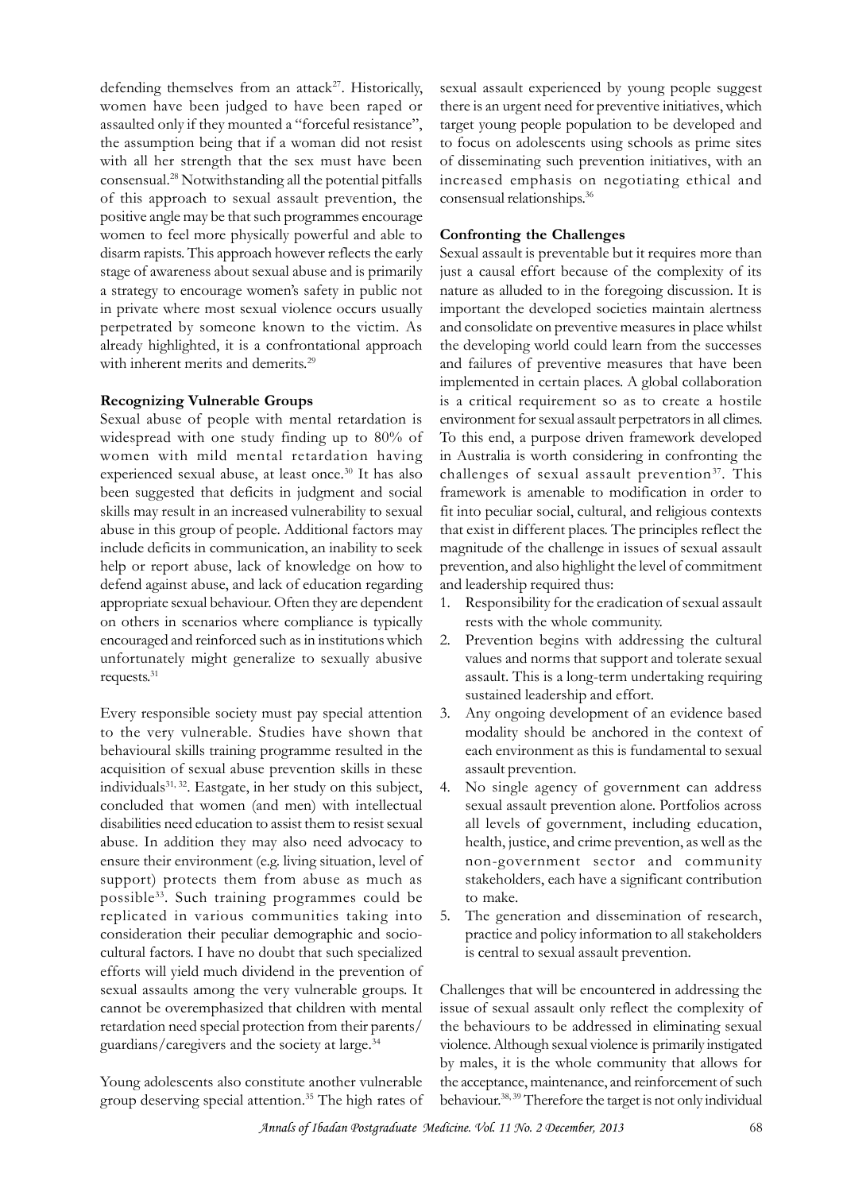defending themselves from an attack[27]. Historically, women have been judged to have been raped or assaulted only if they mounted a "forceful resistance", the assumption being that if a woman did not resist with all her strength that the sex must have been consensual.[28] Notwithstanding all the potential pitfalls of this approach to sexual assault prevention, the positive angle may be that such programmes encourage women to feel more physically powerful and able to disarm rapists. This approach however reflects the early stage of awareness about sexual abuse and is primarily a strategy to encourage women's safety in public not in private where most sexual violence occurs usually perpetrated by someone known to the victim. As already highlighted, it is a confrontational approach with inherent merits and demerits.[29]

**Recognizing Vulnerable Groups**

Sexual abuse of people with mental retardation is widespread with one study finding up to 80% of women with mild mental retardation having experienced sexual abuse, at least once.[30] It has also been suggested that deficits in judgment and social skills may result in an increased vulnerability to sexual abuse in this group of people. Additional factors may include deficits in communication, an inability to seek help or report abuse, lack of knowledge on how to defend against abuse, and lack of education regarding appropriate sexual behaviour. Often they are dependent on others in scenarios where compliance is typically encouraged and reinforced such as in institutions which unfortunately might generalize to sexually abusive requests.[31]

Every responsible society must pay special attention to the very vulnerable. Studies have shown that behavioural skills training programme resulted in the acquisition of sexual abuse prevention skills in these individuals[31, 32]. Eastgate, in her study on this subject, concluded that women (and men) with intellectual disabilities need education to assist them to resist sexual abuse. In addition they may also need advocacy to ensure their environment (e.g. living situation, level of support) protects them from abuse as much as possible[33]. Such training programmes could be replicated in various communities taking into consideration their peculiar demographic and socio-cultural factors. I have no doubt that such specialized efforts will yield much dividend in the prevention of sexual assaults among the very vulnerable groups. It cannot be overemphasized that children with mental retardation need special protection from their parents/guardians/caregivers and the society at large.[34]

Young adolescents also constitute another vulnerable group deserving special attention.[35] The high rates of sexual assault experienced by young people suggest there is an urgent need for preventive initiatives, which target young people population to be developed and to focus on adolescents using schools as prime sites of disseminating such prevention initiatives, with an increased emphasis on negotiating ethical and consensual relationships.[36]

**Confronting the Challenges**

Sexual assault is preventable but it requires more than just a causal effort because of the complexity of its nature as alluded to in the foregoing discussion. It is important the developed societies maintain alertness and consolidate on preventive measures in place whilst the developing world could learn from the successes and failures of preventive measures that have been implemented in certain places. A global collaboration is a critical requirement so as to create a hostile environment for sexual assault perpetrators in all climes. To this end, a purpose driven framework developed in Australia is worth considering in confronting the challenges of sexual assault prevention[37]. This framework is amenable to modification in order to fit into peculiar social, cultural, and religious contexts that exist in different places. The principles reflect the magnitude of the challenge in issues of sexual assault prevention, and also highlight the level of commitment and leadership required thus:

1. Responsibility for the eradication of sexual assault rests with the whole community.
2. Prevention begins with addressing the cultural values and norms that support and tolerate sexual assault. This is a long-term undertaking requiring sustained leadership and effort.
3. Any ongoing development of an evidence based modality should be anchored in the context of each environment as this is fundamental to sexual assault prevention.
4. No single agency of government can address sexual assault prevention alone. Portfolios across all levels of government, including education, health, justice, and crime prevention, as well as the non-government sector and community stakeholders, each have a significant contribution to make.
5. The generation and dissemination of research, practice and policy information to all stakeholders is central to sexual assault prevention.

Challenges that will be encountered in addressing the issue of sexual assault only reflect the complexity of the behaviours to be addressed in eliminating sexual violence. Although sexual violence is primarily instigated by males, it is the whole community that allows for the acceptance, maintenance, and reinforcement of such behaviour.[38, 39] Therefore the target is not only individual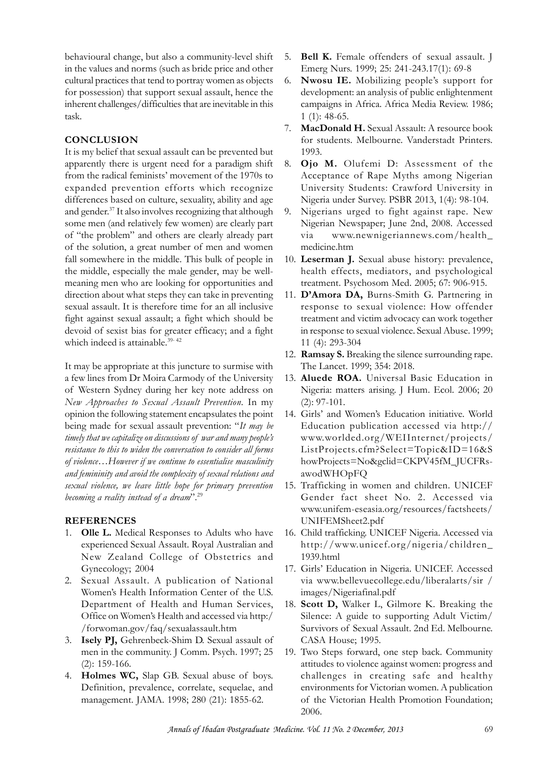behavioural change, but also a community-level shift in the values and norms (such as bride price and other cultural practices that tend to portray women as objects for possession) that support sexual assault, hence the inherent challenges/difficulties that are inevitable in this task.

## CONCLUSION

It is my belief that sexual assault can be prevented but apparently there is urgent need for a paradigm shift from the radical feminists' movement of the 1970s to expanded prevention efforts which recognize differences based on culture, sexuality, ability and age and gender.[37] It also involves recognizing that although some men (and relatively few women) are clearly part of "the problem" and others are clearly already part of the solution, a great number of men and women fall somewhere in the middle. This bulk of people in the middle, especially the male gender, may be well-meaning men who are looking for opportunities and direction about what steps they can take in preventing sexual assault. It is therefore time for an all inclusive fight against sexual assault; a fight which should be devoid of sexist bias for greater efficacy; and a fight which indeed is attainable.[39-42]

It may be appropriate at this juncture to surmise with a few lines from Dr Moira Carmody of the University of Western Sydney during her key note address on *New Approaches to Sexual Assault Prevention*. In my opinion the following statement encapsulates the point being made for sexual assault prevention: "*It may be timely that we capitalize on discussions of war and many people's resistance to this to widen the conversation to consider all forms of violence…However if we continue to essentialise masculinity and femininity and avoid the complexity of sexual relations and sexual violence, we leave little hope for primary prevention becoming a reality instead of a dream*".[29]

## REFERENCES

1. **Olle L.** Medical Responses to Adults who have experienced Sexual Assault. Royal Australian and New Zealand College of Obstetrics and Gynecology; 2004
2. Sexual Assault. A publication of National Women's Health Information Center of the U.S. Department of Health and Human Services, Office on Women's Health and accessed via http://forwoman.gov/faq/sexualassault.htm
3. **Isely PJ,** Gehrenbeck-Shim D. Sexual assault of men in the community. J Comm. Psych. 1997; 25 (2): 159-166.
4. **Holmes WC,** Slap GB. Sexual abuse of boys. Definition, prevalence, correlate, sequelae, and management. JAMA. 1998; 280 (21): 1855-62.
5. **Bell K.** Female offenders of sexual assault. J Emerg Nurs. 1999; 25: 241-243.17(1): 69-8
6. **Nwosu IE.** Mobilizing people's support for development: an analysis of public enlightenment campaigns in Africa. Africa Media Review. 1986; 1 (1): 48-65.
7. **MacDonald H.** Sexual Assault: A resource book for students. Melbourne. Vanderstadt Printers. 1993.
8. **Ojo M.** Olufemi D: Assessment of the Acceptance of Rape Myths among Nigerian University Students: Crawford University in Nigeria under Survey. PSBR 2013, 1(4): 98-104.
9. Nigerians urged to fight against rape. New Nigerian Newspaper; June 2nd, 2008. Accessed via www.newnigeriannews.com/health_medicine.htm
10. **Leserman J.** Sexual abuse history: prevalence, health effects, mediators, and psychological treatment. Psychosom Med. 2005; 67: 906-915.
11. **D'Amora DA,** Burns-Smith G. Partnering in response to sexual violence: How offender treatment and victim advocacy can work together in response to sexual violence. Sexual Abuse. 1999; 11 (4): 293-304
12. **Ramsay S.** Breaking the silence surrounding rape. The Lancet. 1999; 354: 2018.
13. **Aluede ROA.** Universal Basic Education in Nigeria: matters arising. J Hum. Ecol. 2006; 20 (2): 97-101.
14. Girls' and Women's Education initiative. World Education publication accessed via http://www.worlded.org/WEIInternet/projects/ListProjects.cfm?Select=Topic&ID=16&ShowProjects=No&gclid=CKPV45fM_JUCFRsawodWHOpFQ
15. Trafficking in women and children. UNICEF Gender fact sheet No. 2. Accessed via www.unifem-eseasia.org/resources/factsheets/UNIFEMSheet2.pdf
16. Child trafficking. UNICEF Nigeria. Accessed via http://www.unicef.org/nigeria/children_1939.html
17. Girls' Education in Nigeria. UNICEF. Accessed via www.bellevuecollege.edu/liberalarts/sir / images/Nigeriafinal.pdf
18. **Scott D,** Walker L, Gilmore K. Breaking the Silence: A guide to supporting Adult Victim/Survivors of Sexual Assault. 2nd Ed. Melbourne. CASA House; 1995.
19. Two Steps forward, one step back. Community attitudes to violence against women: progress and challenges in creating safe and healthy environments for Victorian women. A publication of the Victorian Health Promotion Foundation; 2006.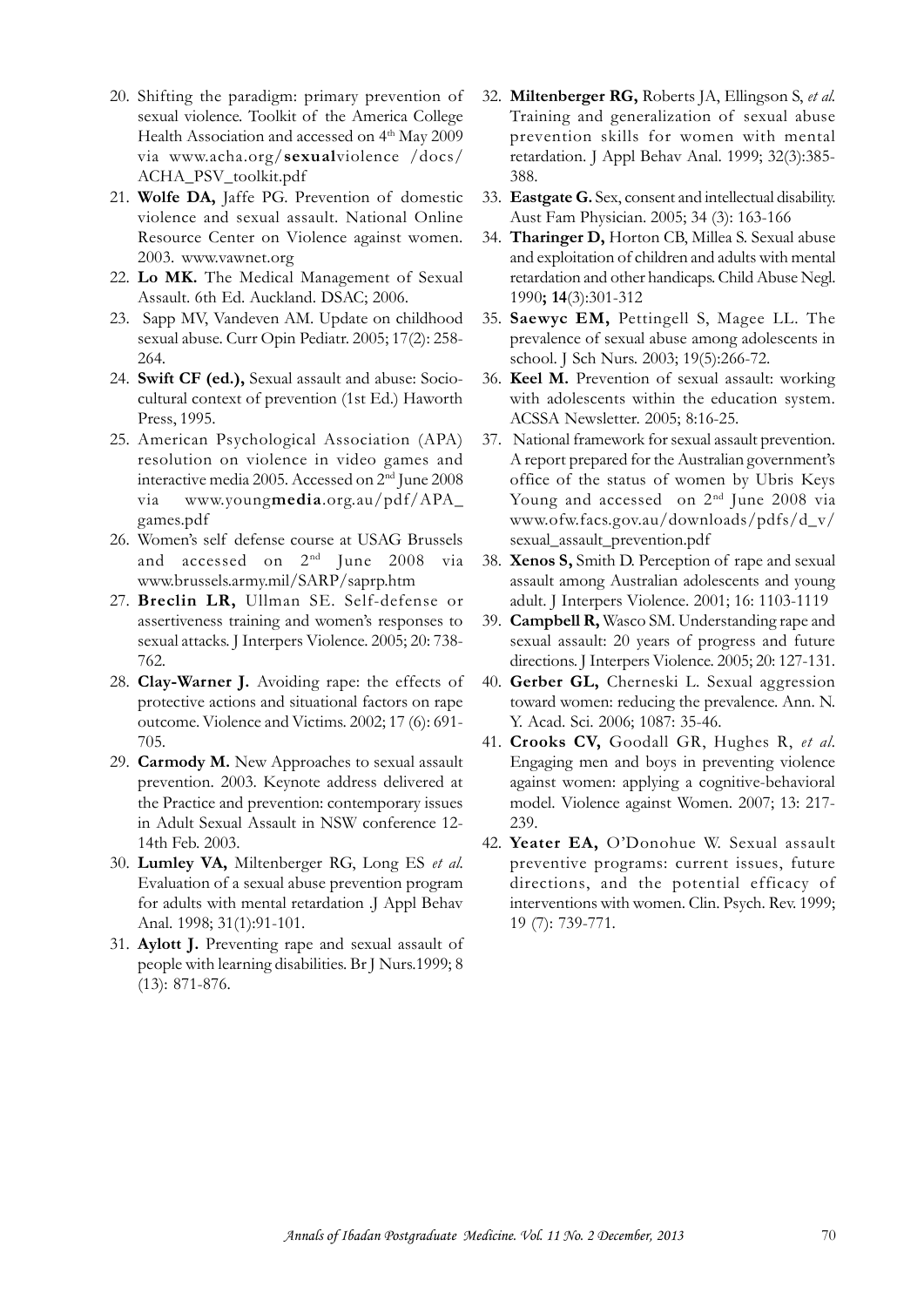20. Shifting the paradigm: primary prevention of sexual violence. Toolkit of the America College Health Association and accessed on 4th May 2009 via www.acha.org/**sexual**violence /docs/ ACHA_PSV_toolkit.pdf
21. **Wolfe DA,** Jaffe PG. Prevention of domestic violence and sexual assault. National Online Resource Center on Violence against women. 2003. www.vawnet.org
22. **Lo MK.** The Medical Management of Sexual Assault. 6th Ed. Auckland. DSAC; 2006.
23. Sapp MV, Vandeven AM. Update on childhood sexual abuse. Curr Opin Pediatr. 2005; 17(2): 258-264.
24. **Swift CF (ed.),** Sexual assault and abuse: Socio-cultural context of prevention (1st Ed.) Haworth Press, 1995.
25. American Psychological Association (APA) resolution on violence in video games and interactive media 2005. Accessed on 2nd June 2008 via www.young**media**.org.au/pdf/APA_ games.pdf
26. Women's self defense course at USAG Brussels and accessed on 2nd June 2008 via www.brussels.army.mil/SARP/saprp.htm
27. **Breclin LR,** Ullman SE. Self-defense or assertiveness training and women's responses to sexual attacks. J Interpers Violence. 2005; 20: 738-762.
28. **Clay-Warner J.** Avoiding rape: the effects of protective actions and situational factors on rape outcome. Violence and Victims. 2002; 17 (6): 691-705.
29. **Carmody M.** New Approaches to sexual assault prevention. 2003. Keynote address delivered at the Practice and prevention: contemporary issues in Adult Sexual Assault in NSW conference 12-14th Feb. 2003.
30. **Lumley VA,** Miltenberger RG, Long ES *et al.* Evaluation of a sexual abuse prevention program for adults with mental retardation .J Appl Behav Anal. 1998; 31(1):91-101.
31. **Aylott J.** Preventing rape and sexual assault of people with learning disabilities. Br J Nurs.1999; 8 (13): 871-876.
32. **Miltenberger RG,** Roberts JA, Ellingson S, *et al.* Training and generalization of sexual abuse prevention skills for women with mental retardation. J Appl Behav Anal. 1999; 32(3):385-388.
33. **Eastgate G.** Sex, consent and intellectual disability. Aust Fam Physician. 2005; 34 (3): 163-166
34. **Tharinger D,** Horton CB, Millea S. Sexual abuse and exploitation of children and adults with mental retardation and other handicaps. Child Abuse Negl. 1990**; 14**(3):301-312
35. **Saewyc EM,** Pettingell S, Magee LL. The prevalence of sexual abuse among adolescents in school. J Sch Nurs. 2003; 19(5):266-72.
36. **Keel M.** Prevention of sexual assault: working with adolescents within the education system. ACSSA Newsletter. 2005; 8:16-25.
37. National framework for sexual assault prevention. A report prepared for the Australian government's office of the status of women by Ubris Keys Young and accessed on 2nd June 2008 via www.ofw.facs.gov.au/downloads/pdfs/d_v/ sexual_assault_prevention.pdf
38. **Xenos S,** Smith D. Perception of rape and sexual assault among Australian adolescents and young adult. J Interpers Violence. 2001; 16: 1103-1119
39. **Campbell R,** Wasco SM. Understanding rape and sexual assault: 20 years of progress and future directions. J Interpers Violence. 2005; 20: 127-131.
40. **Gerber GL,** Cherneski L. Sexual aggression toward women: reducing the prevalence. Ann. N. Y. Acad. Sci. 2006; 1087: 35-46.
41. **Crooks CV,** Goodall GR, Hughes R, *et al.* Engaging men and boys in preventing violence against women: applying a cognitive-behavioral model. Violence against Women. 2007; 13: 217-239.
42. **Yeater EA,** O'Donohue W. Sexual assault preventive programs: current issues, future directions, and the potential efficacy of interventions with women. Clin. Psych. Rev. 1999; 19 (7): 739-771.